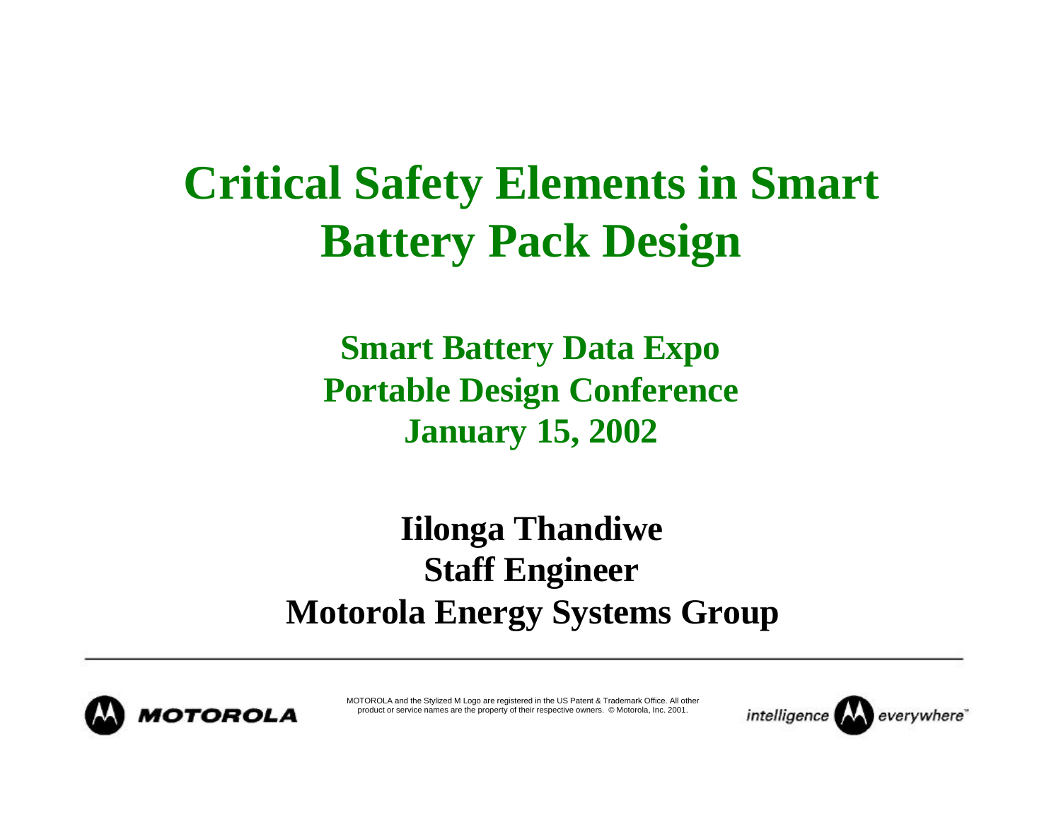# Critical Safety Elements in Smart Battery Pack Design

**Smart Battery Data Expo**
**Portable Design Conference**
**January 15, 2002**

**Iilonga Thandiwe**
**Staff Engineer**
**Motorola Energy Systems Group**

---

MOTOROLA

MOTOROLA and the Stylized M Logo are registered in the US Patent & Trademark Office. All other product or service names are the property of their respective owners. © Motorola, Inc. 2001.

intelligence everywhere™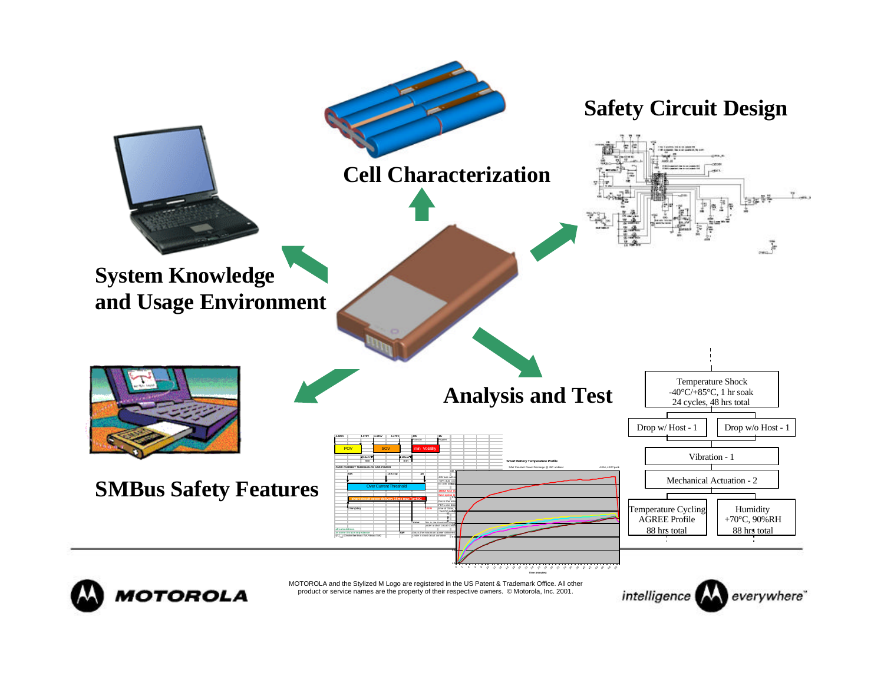## Cell Characterization

## Safety Circuit Design

## System Knowledge and Usage Environment

## SMBus Safety Features

## Analysis and Test

| Test sequence |
|---|
| Temperature Shock -40°C/+85°C, 1 hr soak 24 cycles, 48 hrs total |
| Drop w/ Host - 1 / Drop w/o Host - 1 |
| Vibration - 1 |
| Mechanical Actuation - 2 |
| Temperature Cycling AGREE Profile 88 hrs total / Humidity +70°C, 90%RH 88 hrs total |

MOTOROLA and the Stylized M Logo are registered in the US Patent & Trademark Office. All other product or service names are the property of their respective owners. © Motorola, Inc. 2001.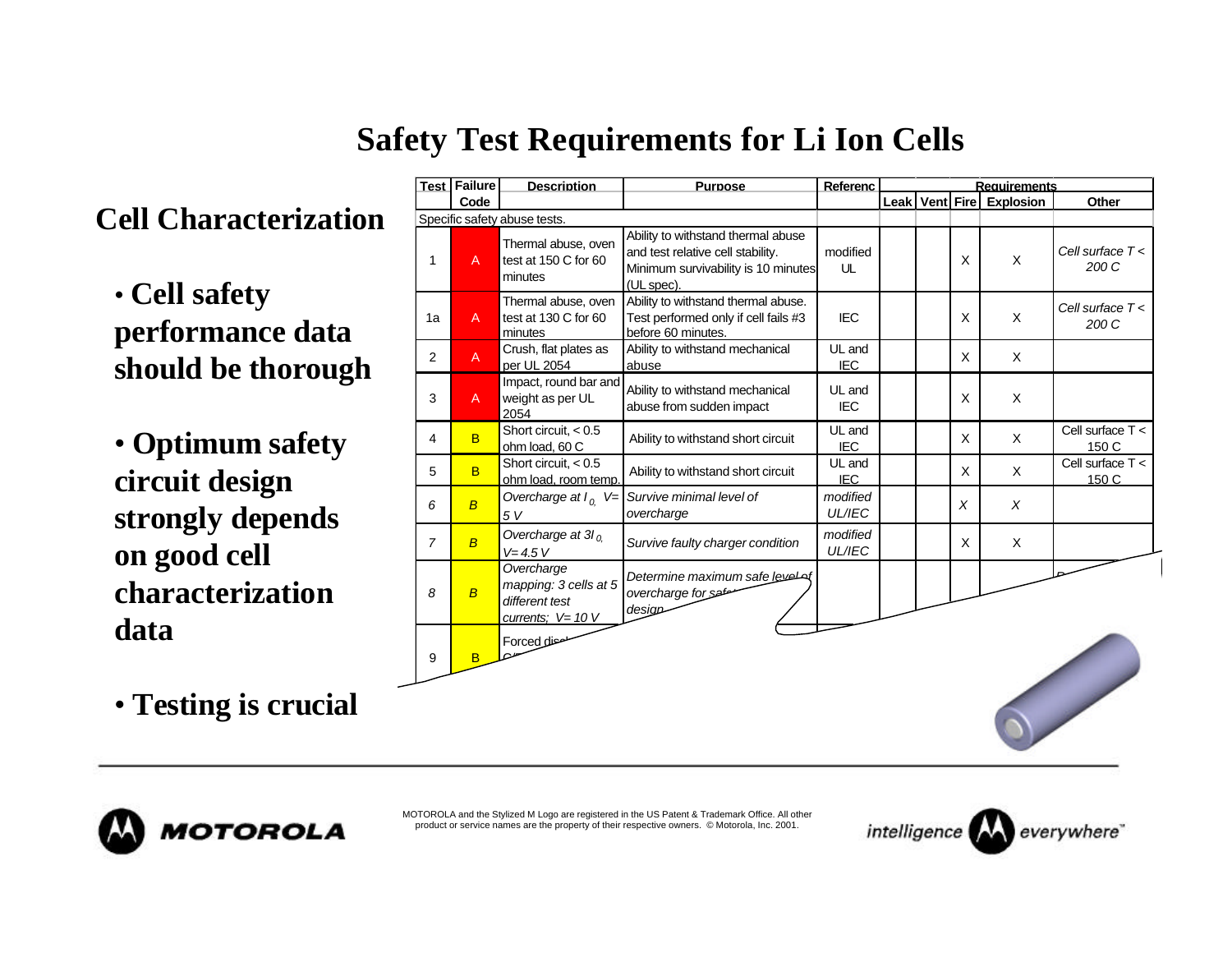# Safety Test Requirements for Li Ion Cells

## Cell Characterization

- **Cell safety performance data should be thorough**
- **Optimum safety circuit design strongly depends on good cell characterization data**
- **Testing is crucial**

| Test | Failure Code | Description | Purpose | Referenc | Requirements | | | | |
|---|---|---|---|---|---|---|---|---|---|
| | | | | | Leak | Vent | Fire | Explosion | Other |
| Specific safety abuse tests. | | | | | | | | | |
| 1 | A | Thermal abuse, oven test at 150 C for 60 minutes | Ability to withstand thermal abuse and test relative cell stability. Minimum survivability is 10 minutes (UL spec). | modified UL | | | X | X | *Cell surface T < 200 C* |
| 1a | A | Thermal abuse, oven test at 130 C for 60 minutes | Ability to withstand thermal abuse. Test performed only if cell fails #3 before 60 minutes. | IEC | | | X | X | *Cell surface T < 200 C* |
| 2 | A | Crush, flat plates as per UL 2054 | Ability to withstand mechanical abuse | UL and IEC | | | X | X | |
| 3 | A | Impact, round bar and weight as per UL 2054 | Ability to withstand mechanical abuse from sudden impact | UL and IEC | | | X | X | |
| 4 | B | Short circuit, < 0.5 ohm load, 60 C | Ability to withstand short circuit | UL and IEC | | | X | X | Cell surface T < 150 C |
| 5 | B | Short circuit, < 0.5 ohm load, room temp. | Ability to withstand short circuit | UL and IEC | | | X | X | Cell surface T < 150 C |
| *6* | *B* | *Overcharge at $I_0$, V= 5 V* | *Survive minimal level of overcharge* | *modified UL/IEC* | | | *X* | *X* | |
| *7* | *B* | *Overcharge at $3I_0$, V= 4.5 V* | *Survive faulty charger condition* | *modified UL/IEC* | | | X | X | |
| *8* | *B* | *Overcharge mapping: 3 cells at 5 different test currents; V= 10 V* | *Determine maximum safe level of overcharge for saf... design* | | | | | | |
| 9 | B | Forced dis... | | | | | | | |

MOTOROLA and the Stylized M Logo are registered in the US Patent & Trademark Office. All other product or service names are the property of their respective owners. © Motorola, Inc. 2001.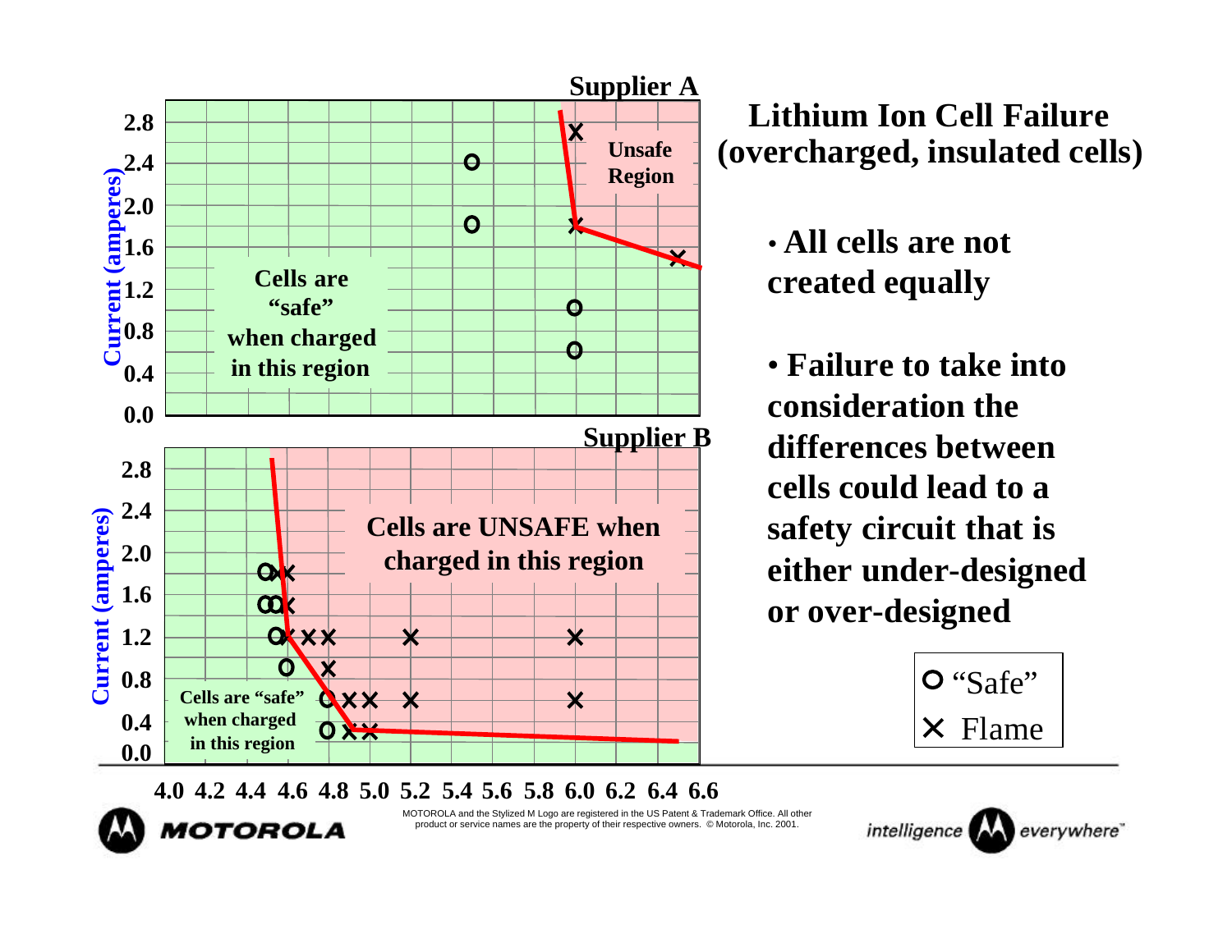# Lithium Ion Cell Failure (overcharged, insulated cells)

**Supplier A**

- Unsafe Region
- Cells are "safe" when charged in this region

**Supplier B**

- Cells are UNSAFE when charged in this region
- Cells are "safe" when charged in this region

Current (amperes): 0.0, 0.4, 0.8, 1.2, 1.6, 2.0, 2.4, 2.8

4.0 4.2 4.4 4.6 4.8 5.0 5.2 5.4 5.6 5.8 6.0 6.2 6.4 6.6

O "Safe"
X Flame

- **All cells are not created equally**
- **Failure to take into consideration the differences between cells could lead to a safety circuit that is either under-designed or over-designed**

MOTOROLA

MOTOROLA and the Stylized M Logo are registered in the US Patent & Trademark Office. All other product or service names are the property of their respective owners. © Motorola, Inc. 2001.

intelligence everywhere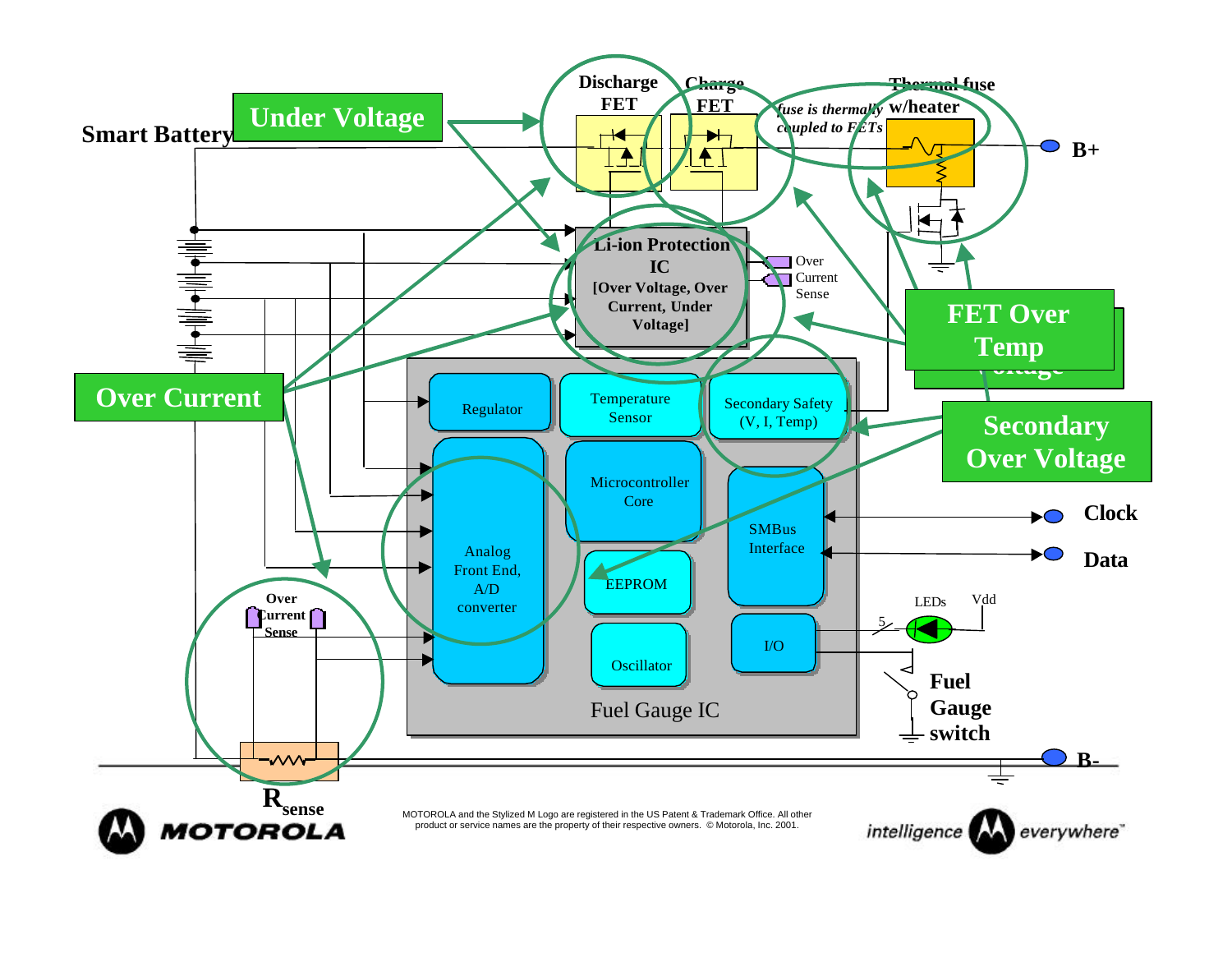Smart Battery

Under Voltage

Discharge FET

Charge FET

Thermal fuse w/heater

*fuse is thermally coupled to FETs*

B+

Li-ion Protection IC [Over Voltage, Over Current, Under Voltage]

Over Current Sense

FET Over Temp

Over Current

Regulator

Temperature Sensor

Secondary Safety (V, I, Temp)

Secondary Over Voltage

Analog Front End, A/D converter

Microcontroller Core

SMBus Interface

Clock

Data

EEPROM

LEDs

Vdd

5

Over Current Sense

Oscillator

I/O

Fuel Gauge switch

Fuel Gauge IC

B-

$R_{sense}$

MOTOROLA

MOTOROLA and the Stylized M Logo are registered in the US Patent & Trademark Office. All other product or service names are the property of their respective owners. © Motorola, Inc. 2001.

intelligence everywhere™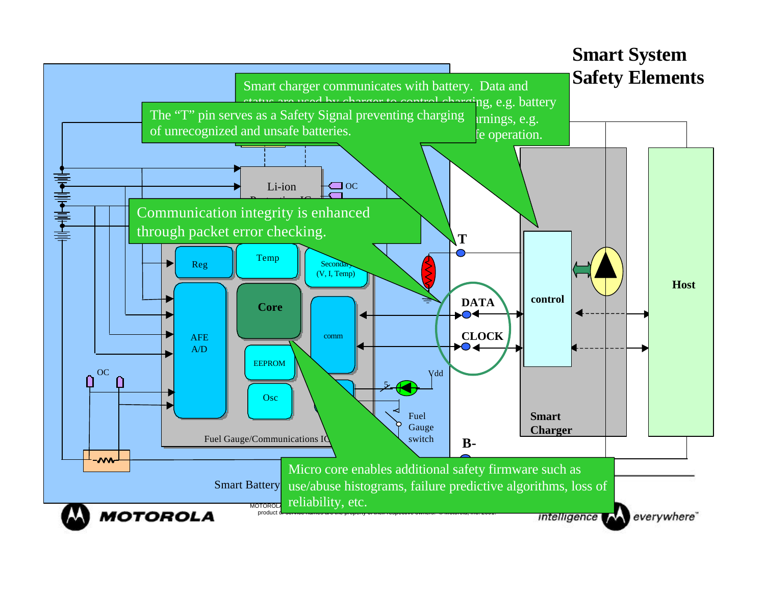# Smart System Safety Elements

Smart charger communicates with battery. Data and status are used by charger to control charging, e.g. battery warnings, e.g. safe operation.

The "T" pin serves as a Safety Signal preventing charging of unrecognized and unsafe batteries.

Communication integrity is enhanced through packet error checking.

Micro core enables additional safety firmware such as use/abuse histograms, failure predictive algorithms, loss of reliability, etc.

Li-ion Protection IC

OC

Reg

Temp

Secondary (V, I, Temp)

Core

AFE A/D

EEPROM

comm

Osc

Fuel Gauge/Communications IC

Smart Battery

T

DATA

CLOCK

B-

Vdd

5

Fuel Gauge switch

control

Smart Charger

Host